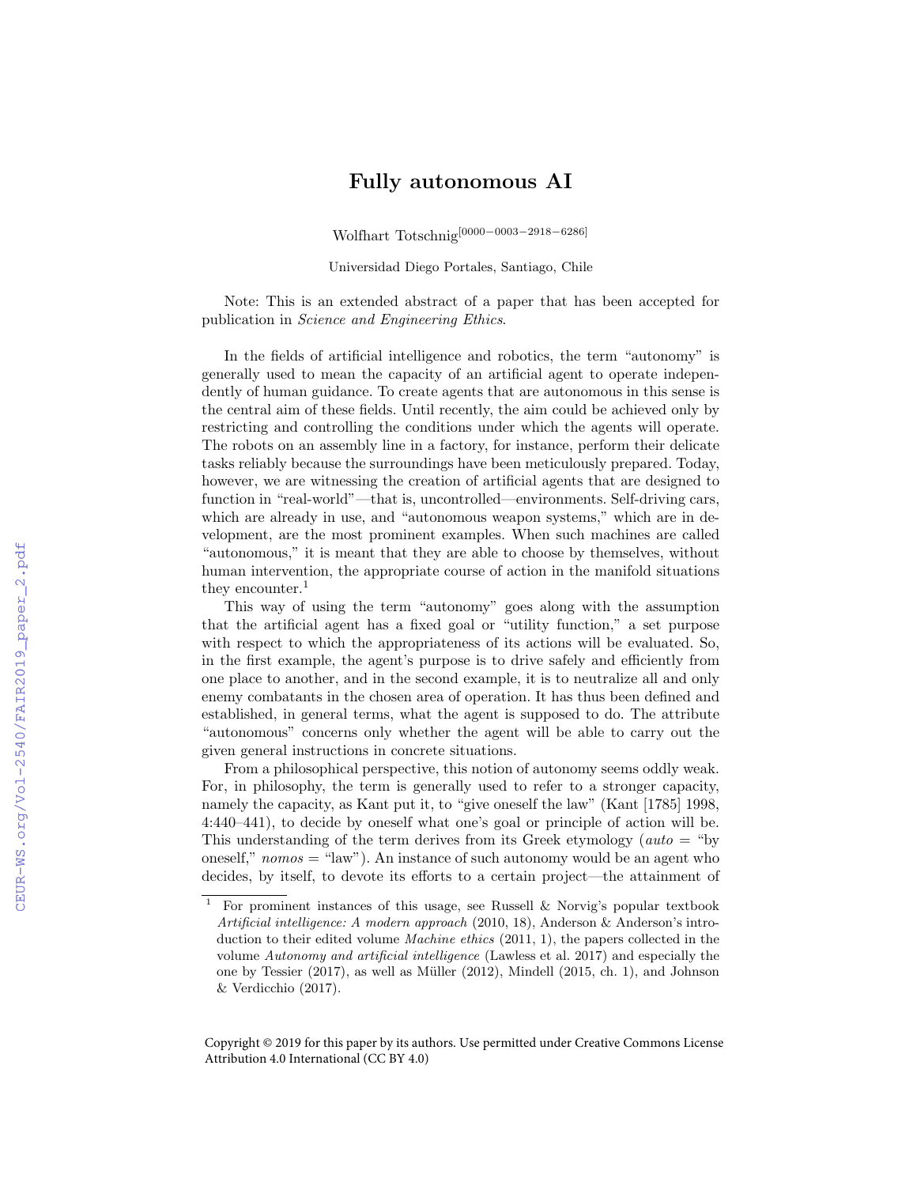# Fully autonomous AI

Wolfhart Totschnig[0000-0003-2918-6286]

Universidad Diego Portales, Santiago, Chile

Note: This is an extended abstract of a paper that has been accepted for publication in *Science and Engineering Ethics*.

In the fields of artificial intelligence and robotics, the term "autonomy" is generally used to mean the capacity of an artificial agent to operate independently of human guidance. To create agents that are autonomous in this sense is the central aim of these fields. Until recently, the aim could be achieved only by restricting and controlling the conditions under which the agents will operate. The robots on an assembly line in a factory, for instance, perform their delicate tasks reliably because the surroundings have been meticulously prepared. Today, however, we are witnessing the creation of artificial agents that are designed to function in "real-world"—that is, uncontrolled—environments. Self-driving cars, which are already in use, and "autonomous weapon systems," which are in development, are the most prominent examples. When such machines are called "autonomous," it is meant that they are able to choose by themselves, without human intervention, the appropriate course of action in the manifold situations they encounter.[1]

This way of using the term "autonomy" goes along with the assumption that the artificial agent has a fixed goal or "utility function," a set purpose with respect to which the appropriateness of its actions will be evaluated. So, in the first example, the agent's purpose is to drive safely and efficiently from one place to another, and in the second example, it is to neutralize all and only enemy combatants in the chosen area of operation. It has thus been defined and established, in general terms, what the agent is supposed to do. The attribute "autonomous" concerns only whether the agent will be able to carry out the given general instructions in concrete situations.

From a philosophical perspective, this notion of autonomy seems oddly weak. For, in philosophy, the term is generally used to refer to a stronger capacity, namely the capacity, as Kant put it, to "give oneself the law" (Kant [1785] 1998, 4:440–441), to decide by oneself what one's goal or principle of action will be. This understanding of the term derives from its Greek etymology (*auto* = "by oneself," *nomos* = "law"). An instance of such autonomy would be an agent who decides, by itself, to devote its efforts to a certain project—the attainment of

[1] For prominent instances of this usage, see Russell & Norvig's popular textbook *Artificial intelligence: A modern approach* (2010, 18), Anderson & Anderson's introduction to their edited volume *Machine ethics* (2011, 1), the papers collected in the volume *Autonomy and artificial intelligence* (Lawless et al. 2017) and especially the one by Tessier (2017), as well as Müller (2012), Mindell (2015, ch. 1), and Johnson & Verdicchio (2017).

Copyright © 2019 for this paper by its authors. Use permitted under Creative Commons License Attribution 4.0 International (CC BY 4.0)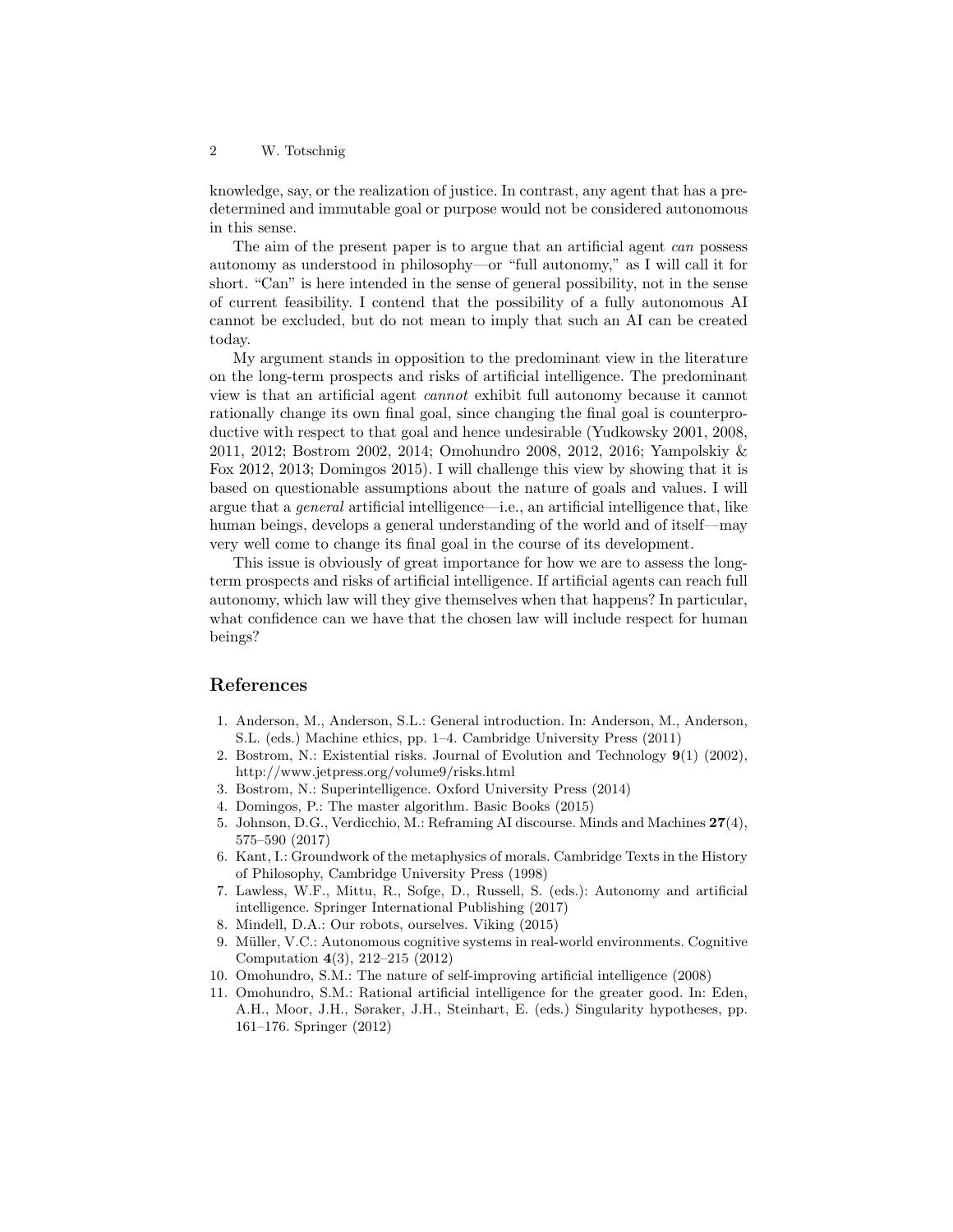knowledge, say, or the realization of justice. In contrast, any agent that has a predetermined and immutable goal or purpose would not be considered autonomous in this sense.

The aim of the present paper is to argue that an artificial agent *can* possess autonomy as understood in philosophy—or "full autonomy," as I will call it for short. "Can" is here intended in the sense of general possibility, not in the sense of current feasibility. I contend that the possibility of a fully autonomous AI cannot be excluded, but do not mean to imply that such an AI can be created today.

My argument stands in opposition to the predominant view in the literature on the long-term prospects and risks of artificial intelligence. The predominant view is that an artificial agent *cannot* exhibit full autonomy because it cannot rationally change its own final goal, since changing the final goal is counterproductive with respect to that goal and hence undesirable (Yudkowsky 2001, 2008, 2011, 2012; Bostrom 2002, 2014; Omohundro 2008, 2012, 2016; Yampolskiy & Fox 2012, 2013; Domingos 2015). I will challenge this view by showing that it is based on questionable assumptions about the nature of goals and values. I will argue that a *general* artificial intelligence—i.e., an artificial intelligence that, like human beings, develops a general understanding of the world and of itself—may very well come to change its final goal in the course of its development.

This issue is obviously of great importance for how we are to assess the long-term prospects and risks of artificial intelligence. If artificial agents can reach full autonomy, which law will they give themselves when that happens? In particular, what confidence can we have that the chosen law will include respect for human beings?

## References

1. Anderson, M., Anderson, S.L.: General introduction. In: Anderson, M., Anderson, S.L. (eds.) Machine ethics, pp. 1–4. Cambridge University Press (2011)
2. Bostrom, N.: Existential risks. Journal of Evolution and Technology **9**(1) (2002), http://www.jetpress.org/volume9/risks.html
3. Bostrom, N.: Superintelligence. Oxford University Press (2014)
4. Domingos, P.: The master algorithm. Basic Books (2015)
5. Johnson, D.G., Verdicchio, M.: Reframing AI discourse. Minds and Machines **27**(4), 575–590 (2017)
6. Kant, I.: Groundwork of the metaphysics of morals. Cambridge Texts in the History of Philosophy, Cambridge University Press (1998)
7. Lawless, W.F., Mittu, R., Sofge, D., Russell, S. (eds.): Autonomy and artificial intelligence. Springer International Publishing (2017)
8. Mindell, D.A.: Our robots, ourselves. Viking (2015)
9. Müller, V.C.: Autonomous cognitive systems in real-world environments. Cognitive Computation **4**(3), 212–215 (2012)
10. Omohundro, S.M.: The nature of self-improving artificial intelligence (2008)
11. Omohundro, S.M.: Rational artificial intelligence for the greater good. In: Eden, A.H., Moor, J.H., Søraker, J.H., Steinhart, E. (eds.) Singularity hypotheses, pp. 161–176. Springer (2012)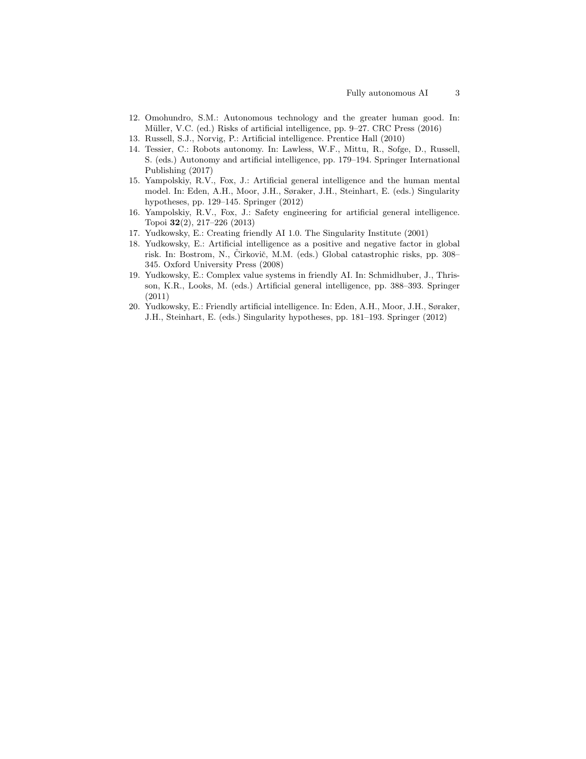12. Omohundro, S.M.: Autonomous technology and the greater human good. In: Müller, V.C. (ed.) Risks of artificial intelligence, pp. 9–27. CRC Press (2016)
13. Russell, S.J., Norvig, P.: Artificial intelligence. Prentice Hall (2010)
14. Tessier, C.: Robots autonomy. In: Lawless, W.F., Mittu, R., Sofge, D., Russell, S. (eds.) Autonomy and artificial intelligence, pp. 179–194. Springer International Publishing (2017)
15. Yampolskiy, R.V., Fox, J.: Artificial general intelligence and the human mental model. In: Eden, A.H., Moor, J.H., Søraker, J.H., Steinhart, E. (eds.) Singularity hypotheses, pp. 129–145. Springer (2012)
16. Yampolskiy, R.V., Fox, J.: Safety engineering for artificial general intelligence. Topoi **32**(2), 217–226 (2013)
17. Yudkowsky, E.: Creating friendly AI 1.0. The Singularity Institute (2001)
18. Yudkowsky, E.: Artificial intelligence as a positive and negative factor in global risk. In: Bostrom, N., Čirkovič, M.M. (eds.) Global catastrophic risks, pp. 308–345. Oxford University Press (2008)
19. Yudkowsky, E.: Complex value systems in friendly AI. In: Schmidhuber, J., Thrisson, K.R., Looks, M. (eds.) Artificial general intelligence, pp. 388–393. Springer (2011)
20. Yudkowsky, E.: Friendly artificial intelligence. In: Eden, A.H., Moor, J.H., Søraker, J.H., Steinhart, E. (eds.) Singularity hypotheses, pp. 181–193. Springer (2012)